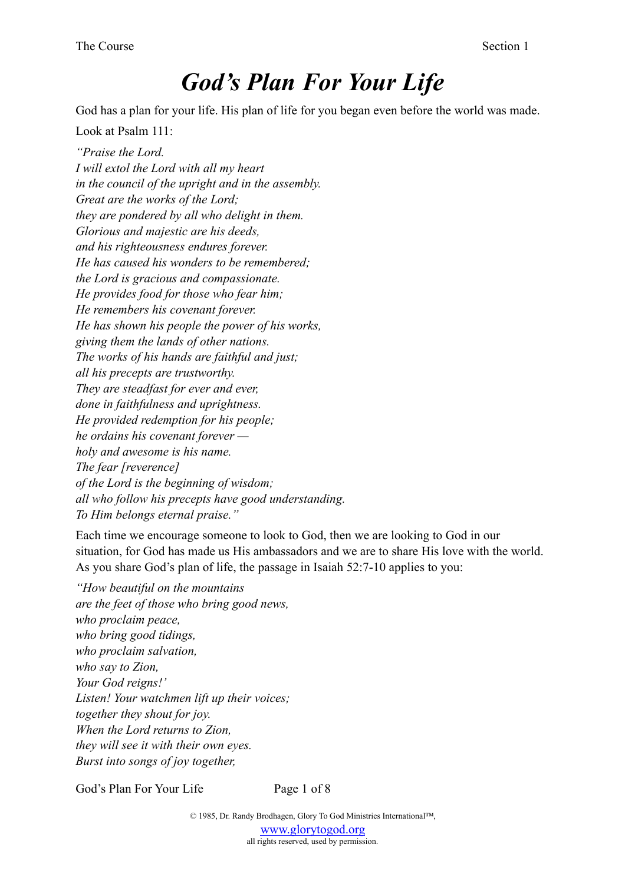# *God's Plan For Your Life*

God has a plan for your life. His plan of life for you began even before the world was made.

Look at Psalm 111:

*"Praise the Lord.*
*I will extol the Lord with all my heart*
*in the council of the upright and in the assembly.*
*Great are the works of the Lord;*
*they are pondered by all who delight in them.*
*Glorious and majestic are his deeds,*
*and his righteousness endures forever.*
*He has caused his wonders to be remembered;*
*the Lord is gracious and compassionate.*
*He provides food for those who fear him;*
*He remembers his covenant forever.*
*He has shown his people the power of his works,*
*giving them the lands of other nations.*
*The works of his hands are faithful and just;*
*all his precepts are trustworthy.*
*They are steadfast for ever and ever,*
*done in faithfulness and uprightness.*
*He provided redemption for his people;*
*he ordains his covenant forever —*
*holy and awesome is his name.*
*The fear [reverence]*
*of the Lord is the beginning of wisdom;*
*all who follow his precepts have good understanding.*
*To Him belongs eternal praise."*

Each time we encourage someone to look to God, then we are looking to God in our situation, for God has made us His ambassadors and we are to share His love with the world. As you share God's plan of life, the passage in Isaiah 52:7-10 applies to you:

*"How beautiful on the mountains*
*are the feet of those who bring good news,*
*who proclaim peace,*
*who bring good tidings,*
*who proclaim salvation,*
*who say to Zion,*
*Your God reigns!'*
*Listen! Your watchmen lift up their voices;*
*together they shout for joy.*
*When the Lord returns to Zion,*
*they will see it with their own eyes.*
*Burst into songs of joy together,*

© 1985, Dr. Randy Brodhagen, Glory To God Ministries International™,
www.glorytogod.org
all rights reserved, used by permission.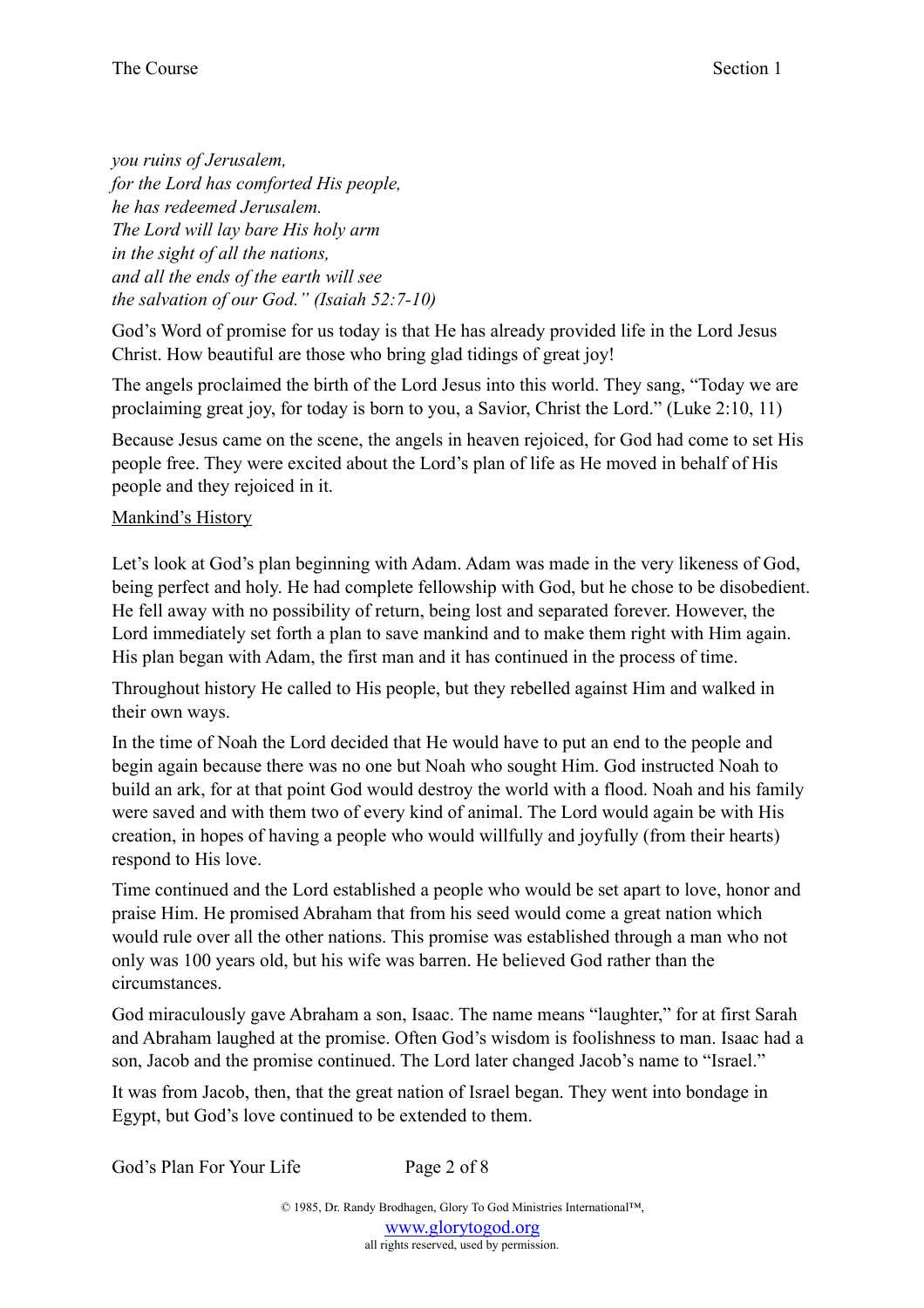*you ruins of Jerusalem,*
*for the Lord has comforted His people,*
*he has redeemed Jerusalem.*
*The Lord will lay bare His holy arm*
*in the sight of all the nations,*
*and all the ends of the earth will see*
*the salvation of our God." (Isaiah 52:7-10)*

God's Word of promise for us today is that He has already provided life in the Lord Jesus Christ. How beautiful are those who bring glad tidings of great joy!

The angels proclaimed the birth of the Lord Jesus into this world. They sang, "Today we are proclaiming great joy, for today is born to you, a Savior, Christ the Lord." (Luke 2:10, 11)

Because Jesus came on the scene, the angels in heaven rejoiced, for God had come to set His people free. They were excited about the Lord's plan of life as He moved in behalf of His people and they rejoiced in it.

<u>Mankind's History</u>

Let's look at God's plan beginning with Adam. Adam was made in the very likeness of God, being perfect and holy. He had complete fellowship with God, but he chose to be disobedient. He fell away with no possibility of return, being lost and separated forever. However, the Lord immediately set forth a plan to save mankind and to make them right with Him again. His plan began with Adam, the first man and it has continued in the process of time.

Throughout history He called to His people, but they rebelled against Him and walked in their own ways.

In the time of Noah the Lord decided that He would have to put an end to the people and begin again because there was no one but Noah who sought Him. God instructed Noah to build an ark, for at that point God would destroy the world with a flood. Noah and his family were saved and with them two of every kind of animal. The Lord would again be with His creation, in hopes of having a people who would willfully and joyfully (from their hearts) respond to His love.

Time continued and the Lord established a people who would be set apart to love, honor and praise Him. He promised Abraham that from his seed would come a great nation which would rule over all the other nations. This promise was established through a man who not only was 100 years old, but his wife was barren. He believed God rather than the circumstances.

God miraculously gave Abraham a son, Isaac. The name means "laughter," for at first Sarah and Abraham laughed at the promise. Often God's wisdom is foolishness to man. Isaac had a son, Jacob and the promise continued. The Lord later changed Jacob's name to "Israel."

It was from Jacob, then, that the great nation of Israel began. They went into bondage in Egypt, but God's love continued to be extended to them.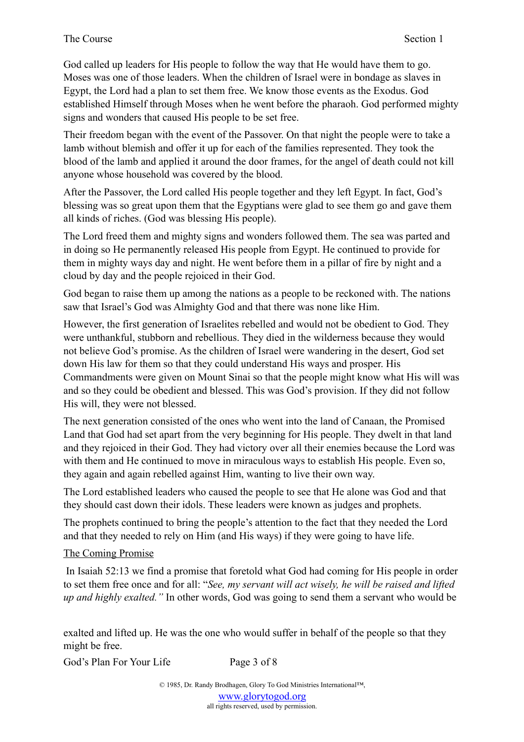God called up leaders for His people to follow the way that He would have them to go. Moses was one of those leaders. When the children of Israel were in bondage as slaves in Egypt, the Lord had a plan to set them free. We know those events as the Exodus. God established Himself through Moses when he went before the pharaoh. God performed mighty signs and wonders that caused His people to be set free.

Their freedom began with the event of the Passover. On that night the people were to take a lamb without blemish and offer it up for each of the families represented. They took the blood of the lamb and applied it around the door frames, for the angel of death could not kill anyone whose household was covered by the blood.

After the Passover, the Lord called His people together and they left Egypt. In fact, God's blessing was so great upon them that the Egyptians were glad to see them go and gave them all kinds of riches. (God was blessing His people).

The Lord freed them and mighty signs and wonders followed them. The sea was parted and in doing so He permanently released His people from Egypt. He continued to provide for them in mighty ways day and night. He went before them in a pillar of fire by night and a cloud by day and the people rejoiced in their God.

God began to raise them up among the nations as a people to be reckoned with. The nations saw that Israel's God was Almighty God and that there was none like Him.

However, the first generation of Israelites rebelled and would not be obedient to God. They were unthankful, stubborn and rebellious. They died in the wilderness because they would not believe God's promise. As the children of Israel were wandering in the desert, God set down His law for them so that they could understand His ways and prosper. His Commandments were given on Mount Sinai so that the people might know what His will was and so they could be obedient and blessed. This was God's provision. If they did not follow His will, they were not blessed.

The next generation consisted of the ones who went into the land of Canaan, the Promised Land that God had set apart from the very beginning for His people. They dwelt in that land and they rejoiced in their God. They had victory over all their enemies because the Lord was with them and He continued to move in miraculous ways to establish His people. Even so, they again and again rebelled against Him, wanting to live their own way.

The Lord established leaders who caused the people to see that He alone was God and that they should cast down their idols. These leaders were known as judges and prophets.

The prophets continued to bring the people's attention to the fact that they needed the Lord and that they needed to rely on Him (and His ways) if they were going to have life.

## The Coming Promise

In Isaiah 52:13 we find a promise that foretold what God had coming for His people in order to set them free once and for all: "*See, my servant will act wisely, he will be raised and lifted up and highly exalted.*" In other words, God was going to send them a servant who would be exalted and lifted up. He was the one who would suffer in behalf of the people so that they might be free.

© 1985, Dr. Randy Brodhagen, Glory To God Ministries International™, www.glorytogod.org all rights reserved, used by permission.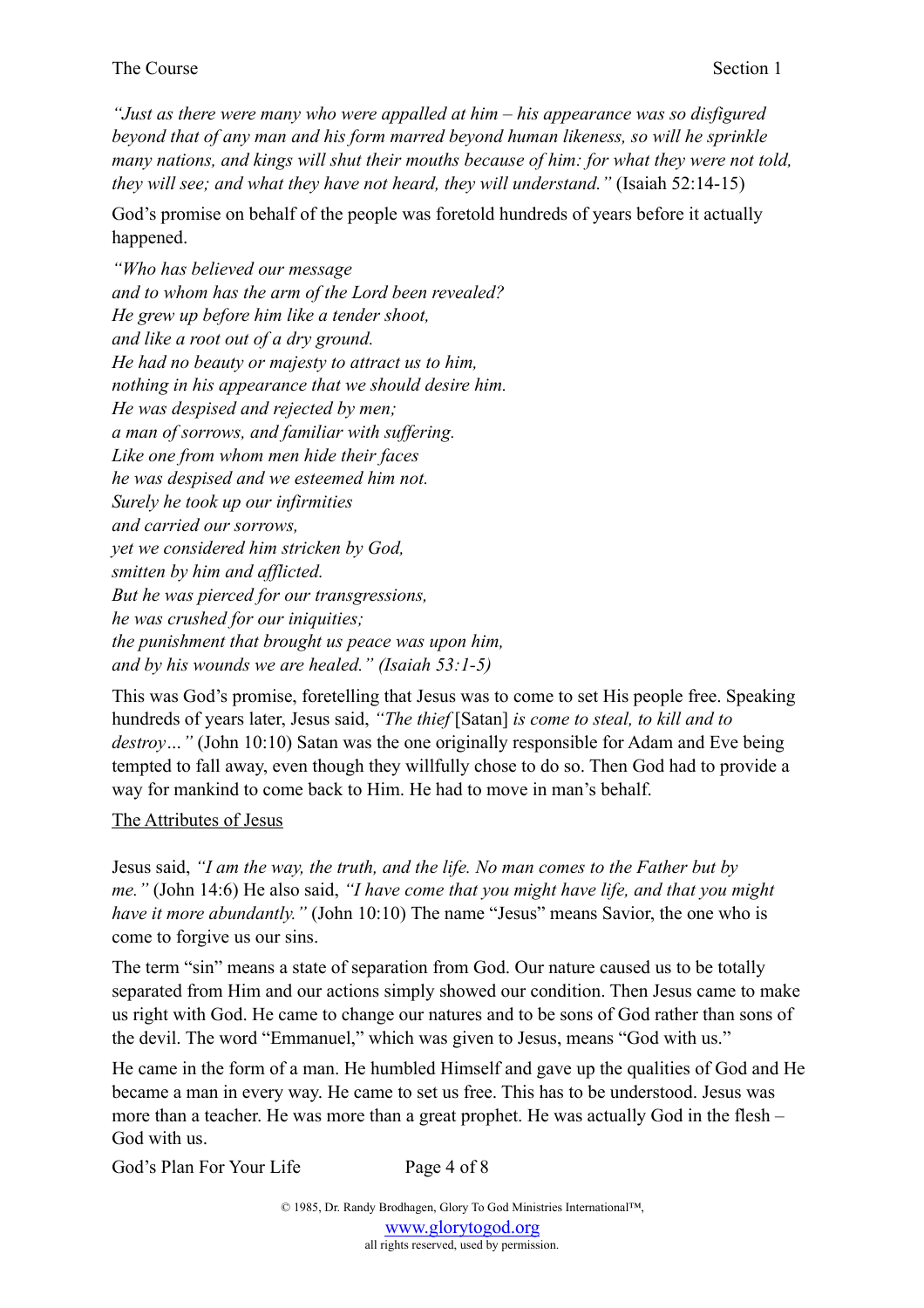*"Just as there were many who were appalled at him – his appearance was so disfigured beyond that of any man and his form marred beyond human likeness, so will he sprinkle many nations, and kings will shut their mouths because of him: for what they were not told, they will see; and what they have not heard, they will understand."* (Isaiah 52:14-15)

God's promise on behalf of the people was foretold hundreds of years before it actually happened.

*"Who has believed our message*
*and to whom has the arm of the Lord been revealed?*
*He grew up before him like a tender shoot,*
*and like a root out of a dry ground.*
*He had no beauty or majesty to attract us to him,*
*nothing in his appearance that we should desire him.*
*He was despised and rejected by men;*
*a man of sorrows, and familiar with suffering.*
*Like one from whom men hide their faces*
*he was despised and we esteemed him not.*
*Surely he took up our infirmities*
*and carried our sorrows,*
*yet we considered him stricken by God,*
*smitten by him and afflicted.*
*But he was pierced for our transgressions,*
*he was crushed for our iniquities;*
*the punishment that brought us peace was upon him,*
*and by his wounds we are healed." (Isaiah 53:1-5)*

This was God's promise, foretelling that Jesus was to come to set His people free. Speaking hundreds of years later, Jesus said, *"The thief* [Satan] *is come to steal, to kill and to destroy…"* (John 10:10) Satan was the one originally responsible for Adam and Eve being tempted to fall away, even though they willfully chose to do so. Then God had to provide a way for mankind to come back to Him. He had to move in man's behalf.

<u>The Attributes of Jesus</u>

Jesus said, *"I am the way, the truth, and the life. No man comes to the Father but by me."* (John 14:6) He also said, *"I have come that you might have life, and that you might have it more abundantly."* (John 10:10) The name "Jesus" means Savior, the one who is come to forgive us our sins.

The term "sin" means a state of separation from God. Our nature caused us to be totally separated from Him and our actions simply showed our condition. Then Jesus came to make us right with God. He came to change our natures and to be sons of God rather than sons of the devil. The word "Emmanuel," which was given to Jesus, means "God with us."

He came in the form of a man. He humbled Himself and gave up the qualities of God and He became a man in every way. He came to set us free. This has to be understood. Jesus was more than a teacher. He was more than a great prophet. He was actually God in the flesh – God with us.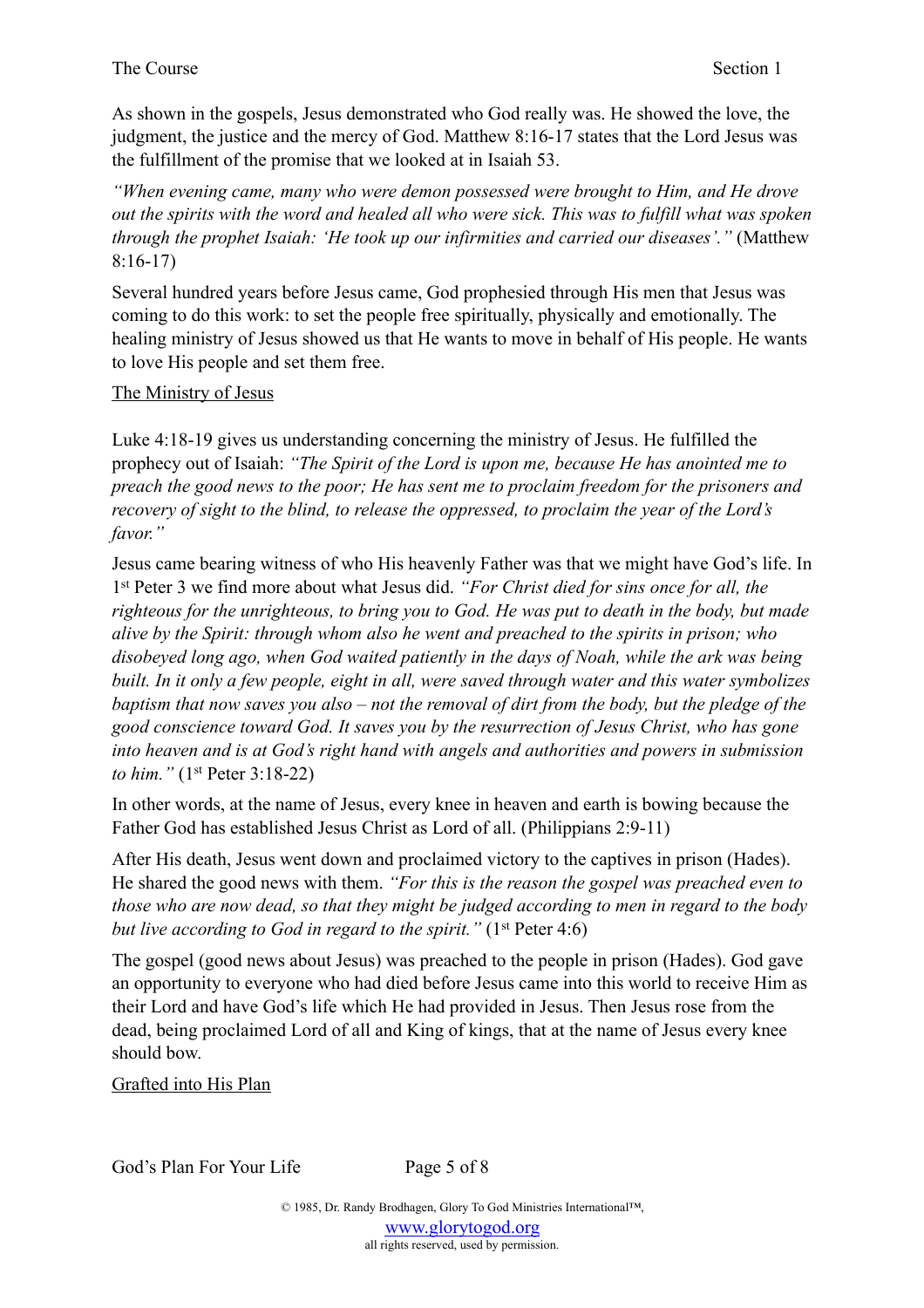As shown in the gospels, Jesus demonstrated who God really was. He showed the love, the judgment, the justice and the mercy of God. Matthew 8:16-17 states that the Lord Jesus was the fulfillment of the promise that we looked at in Isaiah 53.

*"When evening came, many who were demon possessed were brought to Him, and He drove out the spirits with the word and healed all who were sick. This was to fulfill what was spoken through the prophet Isaiah: 'He took up our infirmities and carried our diseases'."* (Matthew 8:16-17)

Several hundred years before Jesus came, God prophesied through His men that Jesus was coming to do this work: to set the people free spiritually, physically and emotionally. The healing ministry of Jesus showed us that He wants to move in behalf of His people. He wants to love His people and set them free.

<u>The Ministry of Jesus</u>

Luke 4:18-19 gives us understanding concerning the ministry of Jesus. He fulfilled the prophecy out of Isaiah: *"The Spirit of the Lord is upon me, because He has anointed me to preach the good news to the poor; He has sent me to proclaim freedom for the prisoners and recovery of sight to the blind, to release the oppressed, to proclaim the year of the Lord's favor."*

Jesus came bearing witness of who His heavenly Father was that we might have God's life. In 1st Peter 3 we find more about what Jesus did. *"For Christ died for sins once for all, the righteous for the unrighteous, to bring you to God. He was put to death in the body, but made alive by the Spirit: through whom also he went and preached to the spirits in prison; who disobeyed long ago, when God waited patiently in the days of Noah, while the ark was being built. In it only a few people, eight in all, were saved through water and this water symbolizes baptism that now saves you also – not the removal of dirt from the body, but the pledge of the good conscience toward God. It saves you by the resurrection of Jesus Christ, who has gone into heaven and is at God's right hand with angels and authorities and powers in submission to him."* (1st Peter 3:18-22)

In other words, at the name of Jesus, every knee in heaven and earth is bowing because the Father God has established Jesus Christ as Lord of all. (Philippians 2:9-11)

After His death, Jesus went down and proclaimed victory to the captives in prison (Hades). He shared the good news with them. *"For this is the reason the gospel was preached even to those who are now dead, so that they might be judged according to men in regard to the body but live according to God in regard to the spirit."* (1st Peter 4:6)

The gospel (good news about Jesus) was preached to the people in prison (Hades). God gave an opportunity to everyone who had died before Jesus came into this world to receive Him as their Lord and have God's life which He had provided in Jesus. Then Jesus rose from the dead, being proclaimed Lord of all and King of kings, that at the name of Jesus every knee should bow.

<u>Grafted into His Plan</u>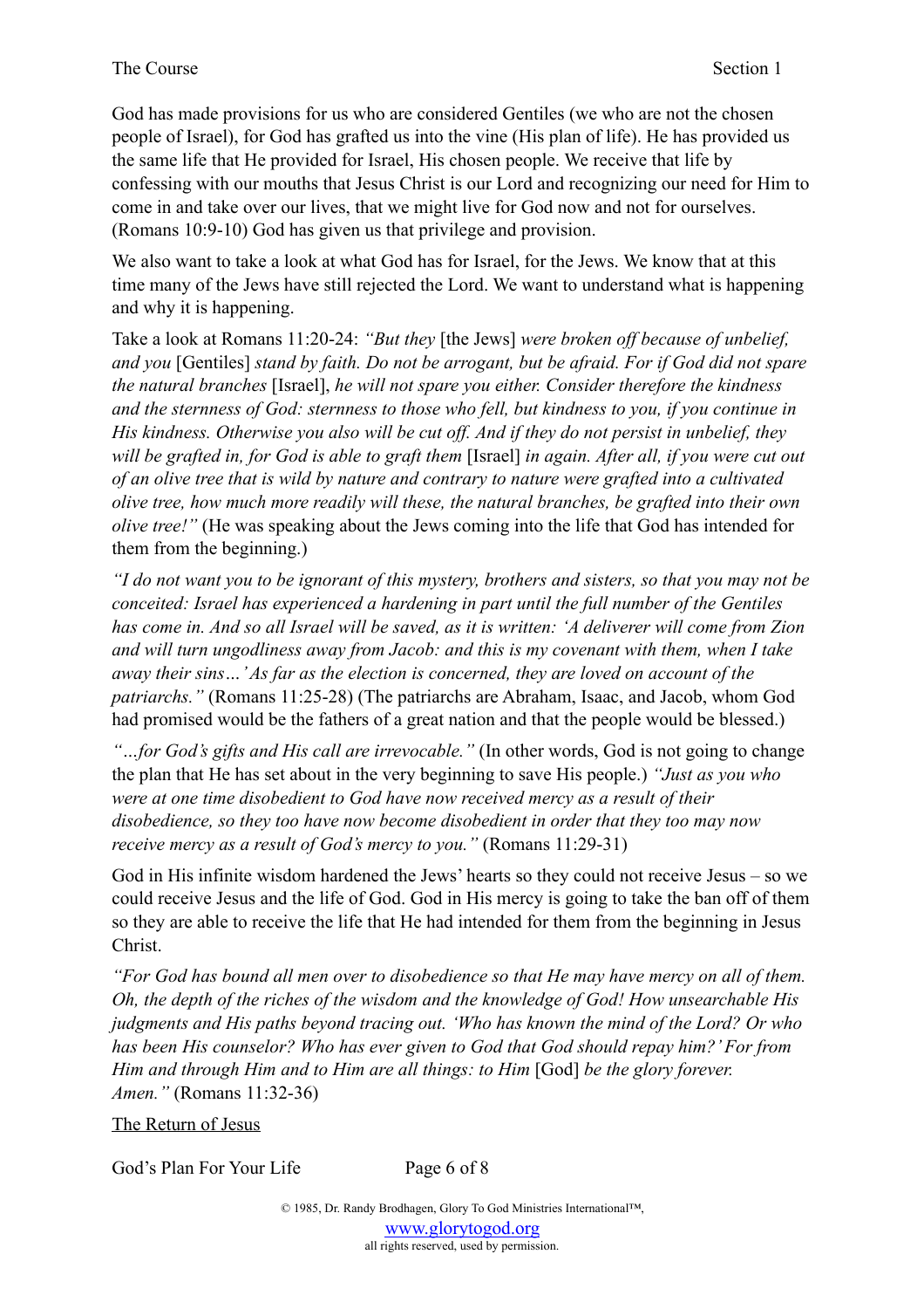God has made provisions for us who are considered Gentiles (we who are not the chosen people of Israel), for God has grafted us into the vine (His plan of life). He has provided us the same life that He provided for Israel, His chosen people. We receive that life by confessing with our mouths that Jesus Christ is our Lord and recognizing our need for Him to come in and take over our lives, that we might live for God now and not for ourselves. (Romans 10:9-10) God has given us that privilege and provision.

We also want to take a look at what God has for Israel, for the Jews. We know that at this time many of the Jews have still rejected the Lord. We want to understand what is happening and why it is happening.

Take a look at Romans 11:20-24: *"But they* [the Jews] *were broken off because of unbelief, and you* [Gentiles] *stand by faith. Do not be arrogant, but be afraid. For if God did not spare the natural branches* [Israel], *he will not spare you either. Consider therefore the kindness and the sternness of God: sternness to those who fell, but kindness to you, if you continue in His kindness. Otherwise you also will be cut off. And if they do not persist in unbelief, they will be grafted in, for God is able to graft them* [Israel] *in again. After all, if you were cut out of an olive tree that is wild by nature and contrary to nature were grafted into a cultivated olive tree, how much more readily will these, the natural branches, be grafted into their own olive tree!"* (He was speaking about the Jews coming into the life that God has intended for them from the beginning.)

*"I do not want you to be ignorant of this mystery, brothers and sisters, so that you may not be conceited: Israel has experienced a hardening in part until the full number of the Gentiles has come in. And so all Israel will be saved, as it is written: 'A deliverer will come from Zion and will turn ungodliness away from Jacob: and this is my covenant with them, when I take away their sins…' As far as the election is concerned, they are loved on account of the patriarchs."* (Romans 11:25-28) (The patriarchs are Abraham, Isaac, and Jacob, whom God had promised would be the fathers of a great nation and that the people would be blessed.)

*"…for God's gifts and His call are irrevocable."* (In other words, God is not going to change the plan that He has set about in the very beginning to save His people.) *"Just as you who were at one time disobedient to God have now received mercy as a result of their disobedience, so they too have now become disobedient in order that they too may now receive mercy as a result of God's mercy to you."* (Romans 11:29-31)

God in His infinite wisdom hardened the Jews' hearts so they could not receive Jesus – so we could receive Jesus and the life of God. God in His mercy is going to take the ban off of them so they are able to receive the life that He had intended for them from the beginning in Jesus Christ.

*"For God has bound all men over to disobedience so that He may have mercy on all of them. Oh, the depth of the riches of the wisdom and the knowledge of God! How unsearchable His judgments and His paths beyond tracing out. 'Who has known the mind of the Lord? Or who has been His counselor? Who has ever given to God that God should repay him?' For from Him and through Him and to Him are all things: to Him* [God] *be the glory forever. Amen."* (Romans 11:32-36)

<u>The Return of Jesus</u>

© 1985, Dr. Randy Brodhagen, Glory To God Ministries International™, www.glorytogod.org all rights reserved, used by permission.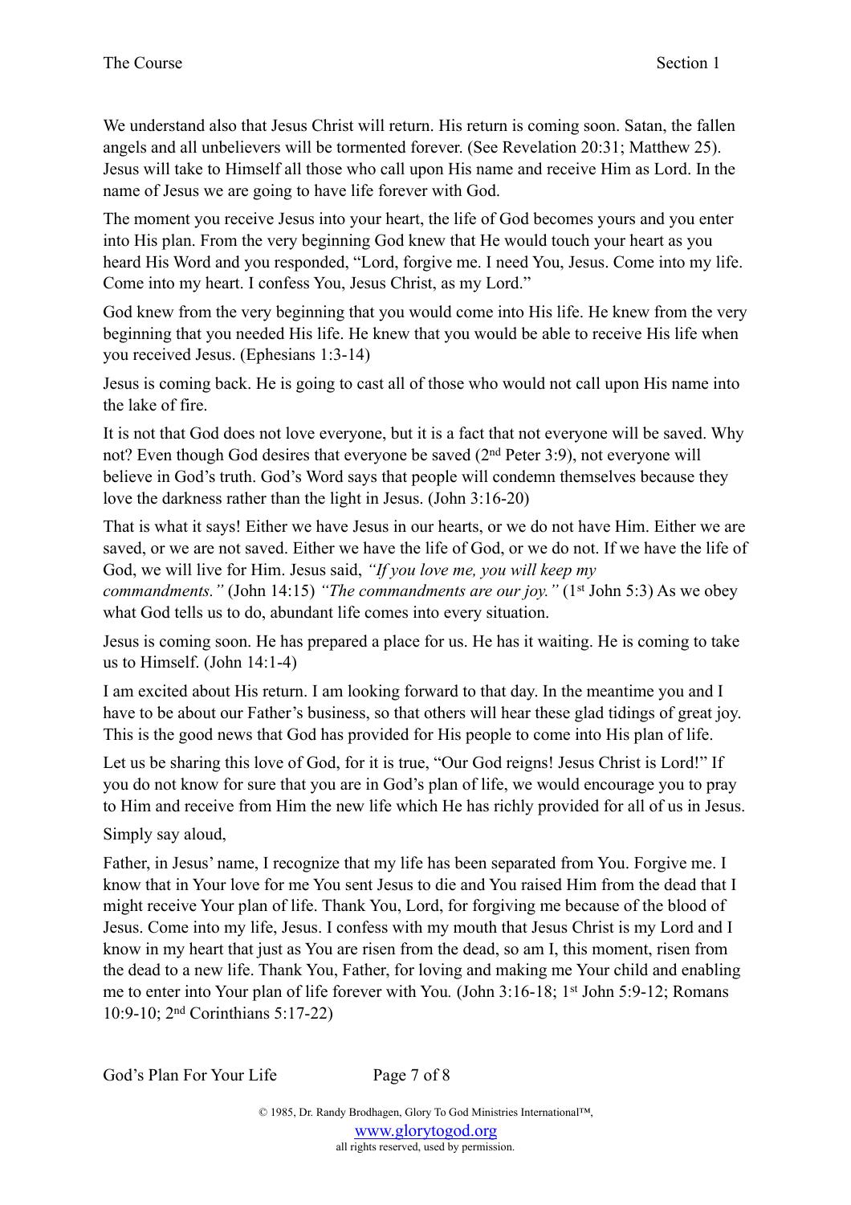We understand also that Jesus Christ will return. His return is coming soon. Satan, the fallen angels and all unbelievers will be tormented forever. (See Revelation 20:31; Matthew 25). Jesus will take to Himself all those who call upon His name and receive Him as Lord. In the name of Jesus we are going to have life forever with God.

The moment you receive Jesus into your heart, the life of God becomes yours and you enter into His plan. From the very beginning God knew that He would touch your heart as you heard His Word and you responded, "Lord, forgive me. I need You, Jesus. Come into my life. Come into my heart. I confess You, Jesus Christ, as my Lord."

God knew from the very beginning that you would come into His life. He knew from the very beginning that you needed His life. He knew that you would be able to receive His life when you received Jesus. (Ephesians 1:3-14)

Jesus is coming back. He is going to cast all of those who would not call upon His name into the lake of fire.

It is not that God does not love everyone, but it is a fact that not everyone will be saved. Why not? Even though God desires that everyone be saved (2nd Peter 3:9), not everyone will believe in God's truth. God's Word says that people will condemn themselves because they love the darkness rather than the light in Jesus. (John 3:16-20)

That is what it says! Either we have Jesus in our hearts, or we do not have Him. Either we are saved, or we are not saved. Either we have the life of God, or we do not. If we have the life of God, we will live for Him. Jesus said, *"If you love me, you will keep my commandments."* (John 14:15) *"The commandments are our joy."* (1st John 5:3) As we obey what God tells us to do, abundant life comes into every situation.

Jesus is coming soon. He has prepared a place for us. He has it waiting. He is coming to take us to Himself. (John 14:1-4)

I am excited about His return. I am looking forward to that day. In the meantime you and I have to be about our Father's business, so that others will hear these glad tidings of great joy. This is the good news that God has provided for His people to come into His plan of life.

Let us be sharing this love of God, for it is true, "Our God reigns! Jesus Christ is Lord!" If you do not know for sure that you are in God's plan of life, we would encourage you to pray to Him and receive from Him the new life which He has richly provided for all of us in Jesus.

Simply say aloud,

Father, in Jesus' name, I recognize that my life has been separated from You. Forgive me. I know that in Your love for me You sent Jesus to die and You raised Him from the dead that I might receive Your plan of life. Thank You, Lord, for forgiving me because of the blood of Jesus. Come into my life, Jesus. I confess with my mouth that Jesus Christ is my Lord and I know in my heart that just as You are risen from the dead, so am I, this moment, risen from the dead to a new life. Thank You, Father, for loving and making me Your child and enabling me to enter into Your plan of life forever with You. (John 3:16-18; 1st John 5:9-12; Romans 10:9-10; 2nd Corinthians 5:17-22)

© 1985, Dr. Randy Brodhagen, Glory To God Ministries International™, www.glorytogod.org all rights reserved, used by permission.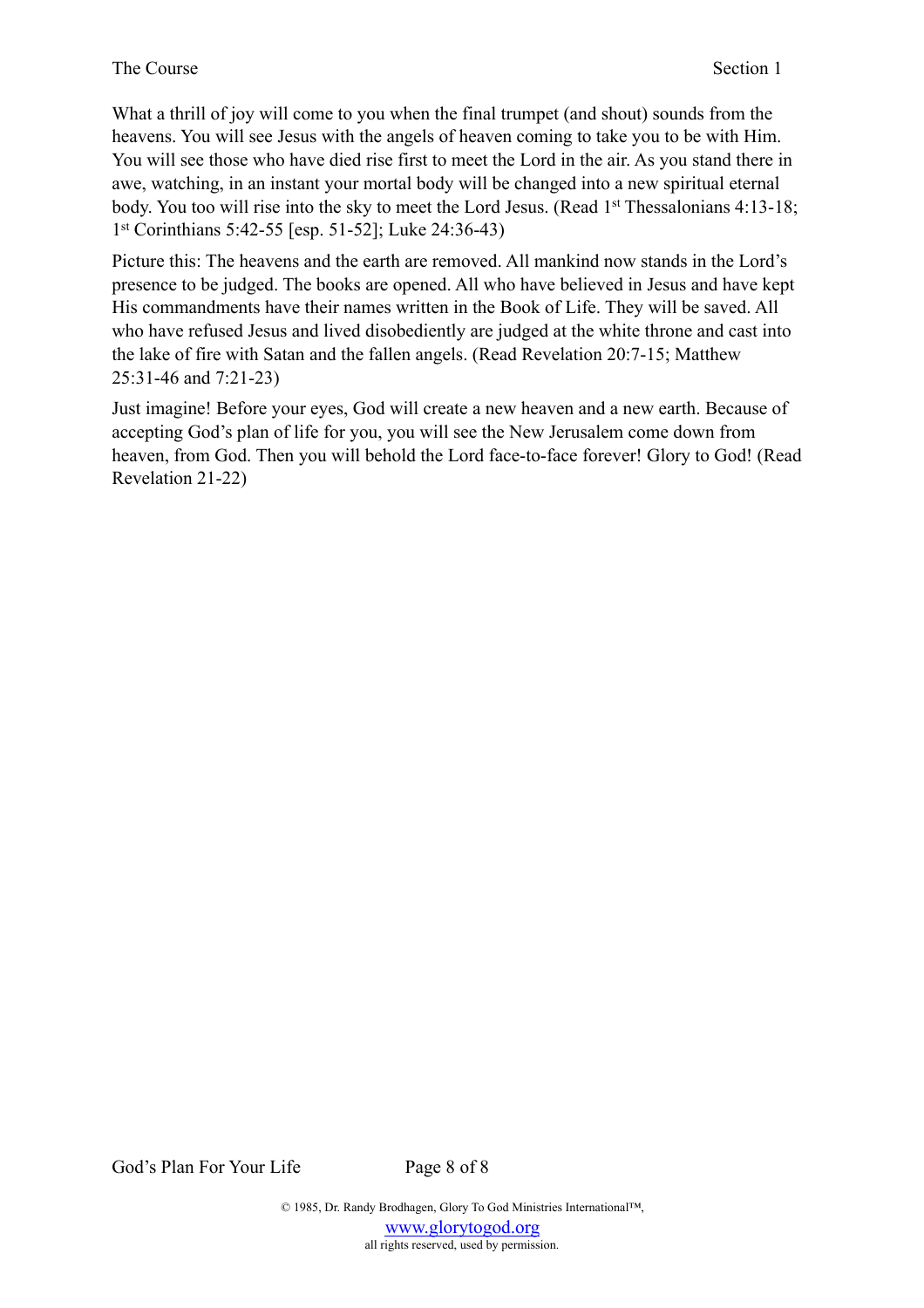What a thrill of joy will come to you when the final trumpet (and shout) sounds from the heavens. You will see Jesus with the angels of heaven coming to take you to be with Him. You will see those who have died rise first to meet the Lord in the air. As you stand there in awe, watching, in an instant your mortal body will be changed into a new spiritual eternal body. You too will rise into the sky to meet the Lord Jesus. (Read 1st Thessalonians 4:13-18; 1st Corinthians 5:42-55 [esp. 51-52]; Luke 24:36-43)

Picture this: The heavens and the earth are removed. All mankind now stands in the Lord's presence to be judged. The books are opened. All who have believed in Jesus and have kept His commandments have their names written in the Book of Life. They will be saved. All who have refused Jesus and lived disobediently are judged at the white throne and cast into the lake of fire with Satan and the fallen angels. (Read Revelation 20:7-15; Matthew 25:31-46 and 7:21-23)

Just imagine! Before your eyes, God will create a new heaven and a new earth. Because of accepting God's plan of life for you, you will see the New Jerusalem come down from heaven, from God. Then you will behold the Lord face-to-face forever! Glory to God! (Read Revelation 21-22)

© 1985, Dr. Randy Brodhagen, Glory To God Ministries International™,
www.glorytogod.org
all rights reserved, used by permission.